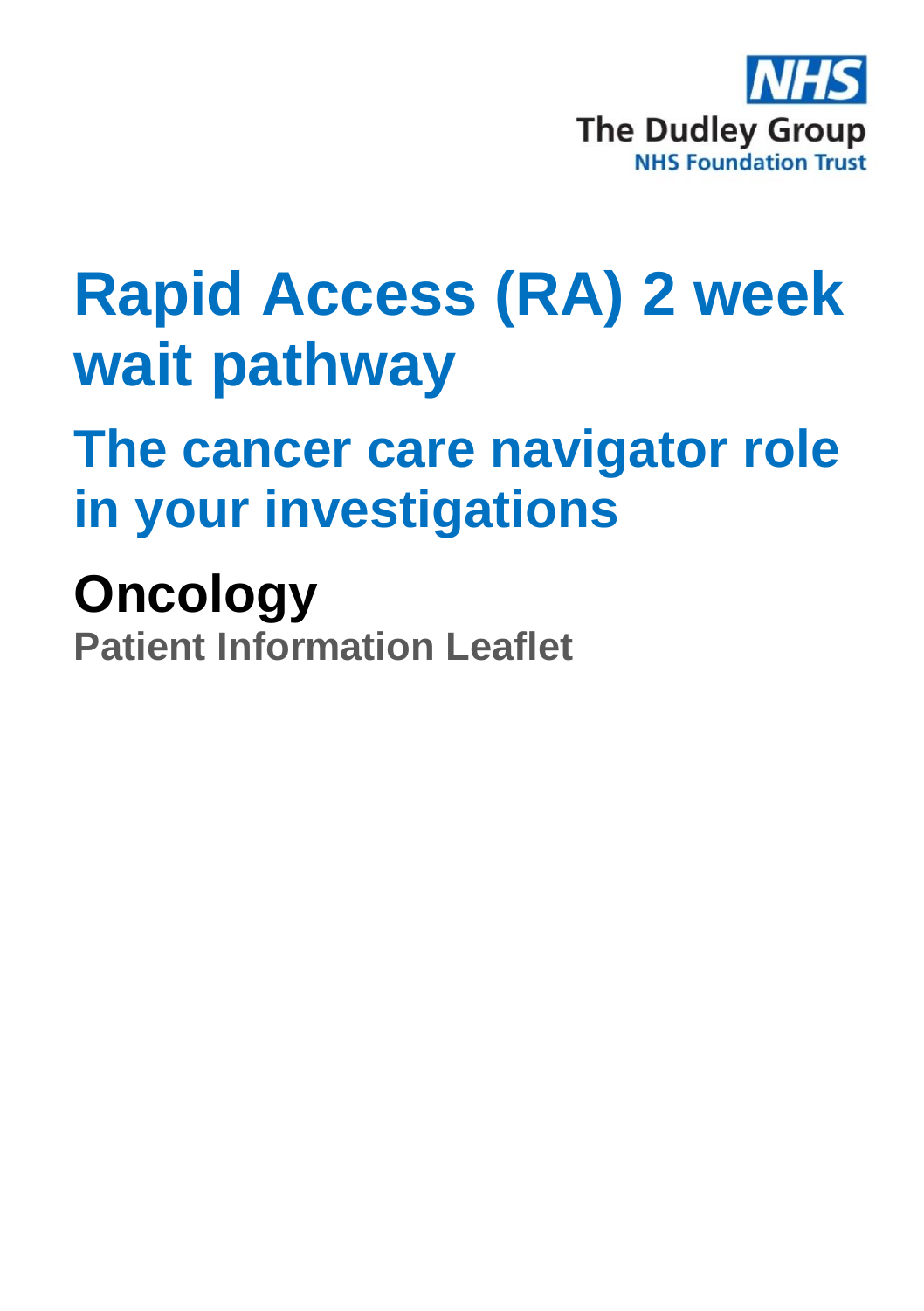NHS

The Dudley Group

NHS Foundation Trust

# Rapid Access (RA) 2 week wait pathway

## The cancer care navigator role in your investigations

## Oncology

**Patient Information Leaflet**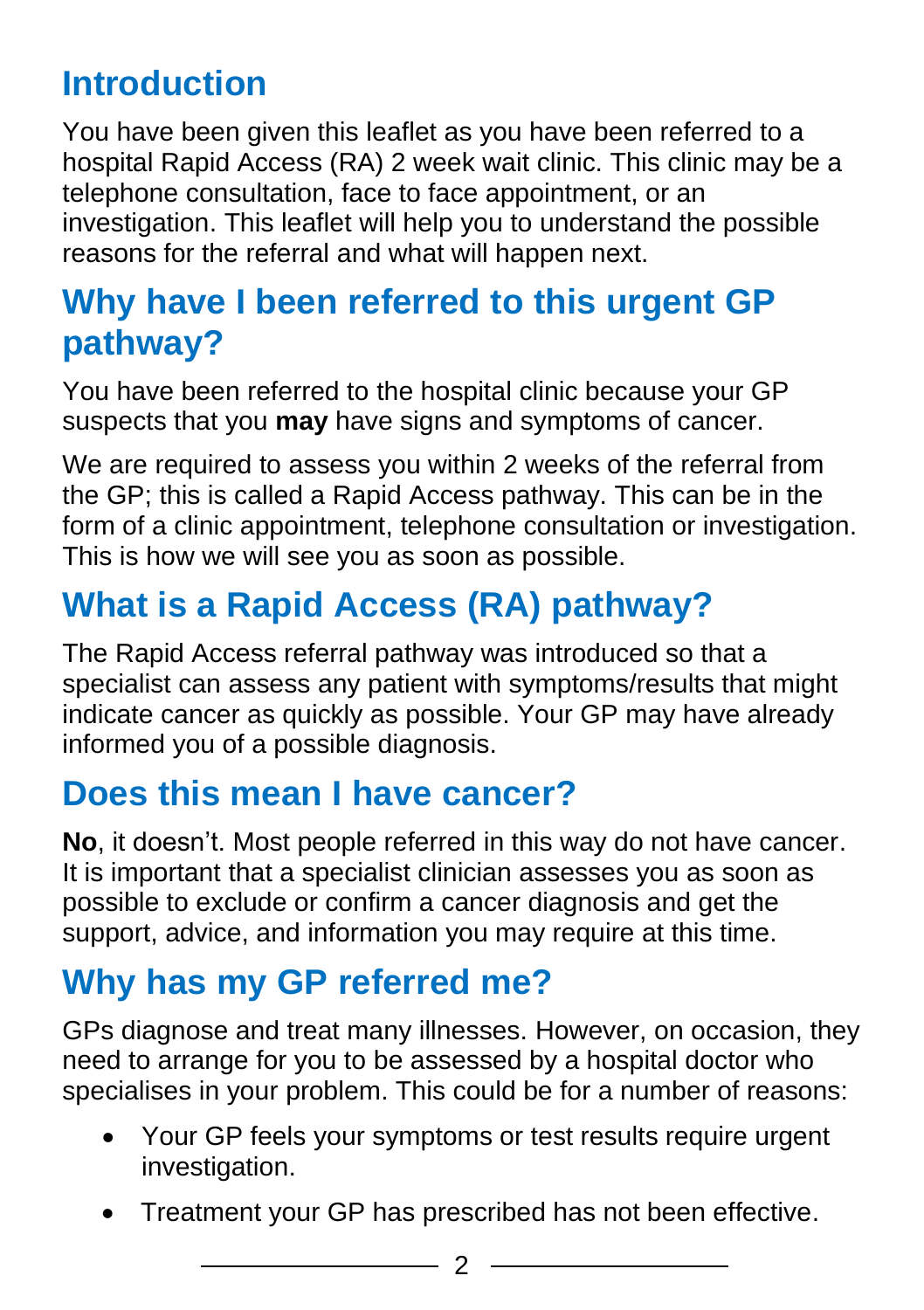## Introduction

You have been given this leaflet as you have been referred to a hospital Rapid Access (RA) 2 week wait clinic. This clinic may be a telephone consultation, face to face appointment, or an investigation. This leaflet will help you to understand the possible reasons for the referral and what will happen next.

## Why have I been referred to this urgent GP pathway?

You have been referred to the hospital clinic because your GP suspects that you **may** have signs and symptoms of cancer.

We are required to assess you within 2 weeks of the referral from the GP; this is called a Rapid Access pathway. This can be in the form of a clinic appointment, telephone consultation or investigation. This is how we will see you as soon as possible.

## What is a Rapid Access (RA) pathway?

The Rapid Access referral pathway was introduced so that a specialist can assess any patient with symptoms/results that might indicate cancer as quickly as possible. Your GP may have already informed you of a possible diagnosis.

## Does this mean I have cancer?

**No**, it doesn't. Most people referred in this way do not have cancer. It is important that a specialist clinician assesses you as soon as possible to exclude or confirm a cancer diagnosis and get the support, advice, and information you may require at this time.

## Why has my GP referred me?

GPs diagnose and treat many illnesses. However, on occasion, they need to arrange for you to be assessed by a hospital doctor who specialises in your problem. This could be for a number of reasons:

- Your GP feels your symptoms or test results require urgent investigation.
- Treatment your GP has prescribed has not been effective.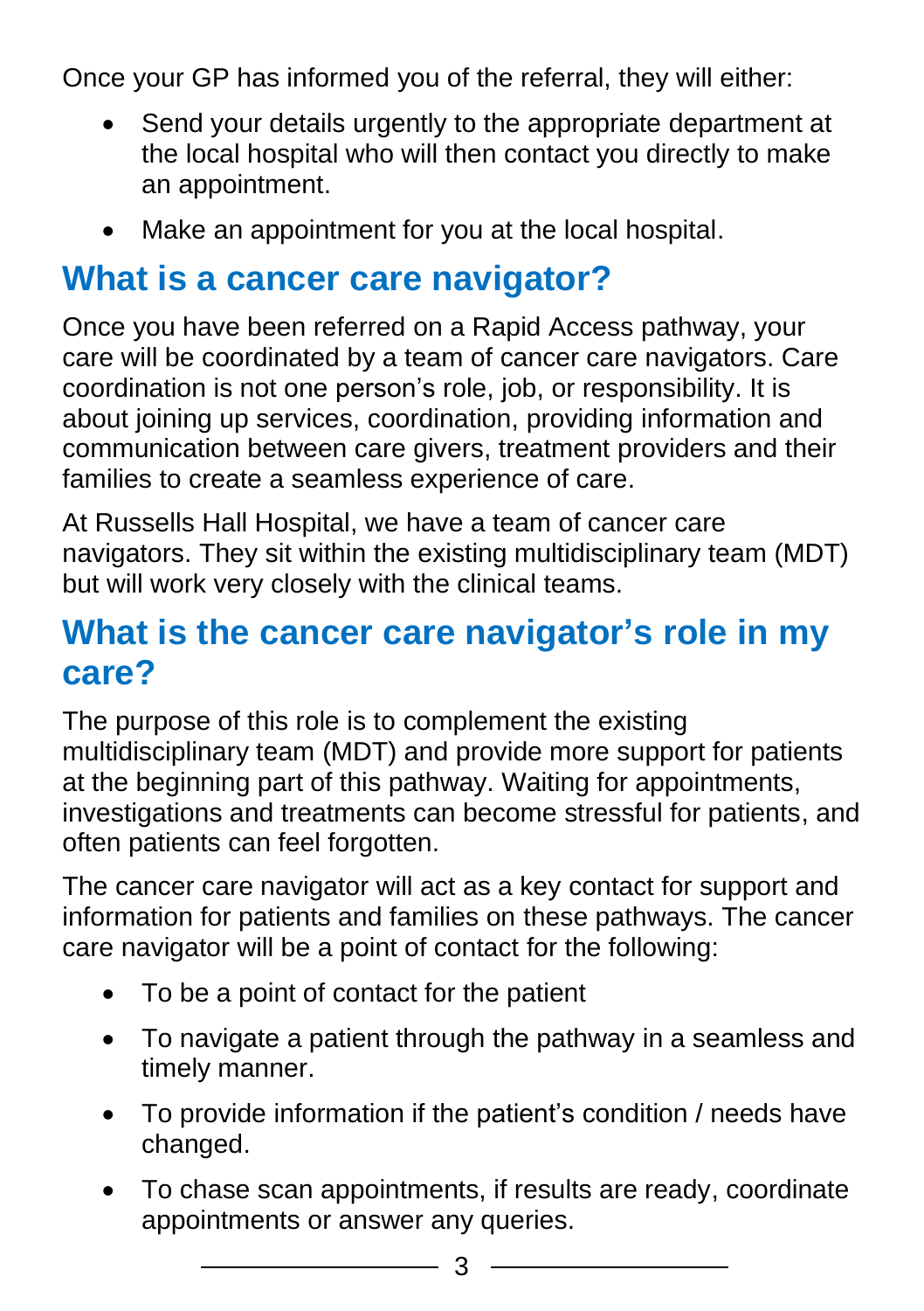Once your GP has informed you of the referral, they will either:

- Send your details urgently to the appropriate department at the local hospital who will then contact you directly to make an appointment.
- Make an appointment for you at the local hospital.

## What is a cancer care navigator?

Once you have been referred on a Rapid Access pathway, your care will be coordinated by a team of cancer care navigators. Care coordination is not one person's role, job, or responsibility. It is about joining up services, coordination, providing information and communication between care givers, treatment providers and their families to create a seamless experience of care.

At Russells Hall Hospital, we have a team of cancer care navigators. They sit within the existing multidisciplinary team (MDT) but will work very closely with the clinical teams.

## What is the cancer care navigator's role in my care?

The purpose of this role is to complement the existing multidisciplinary team (MDT) and provide more support for patients at the beginning part of this pathway. Waiting for appointments, investigations and treatments can become stressful for patients, and often patients can feel forgotten.

The cancer care navigator will act as a key contact for support and information for patients and families on these pathways. The cancer care navigator will be a point of contact for the following:

- To be a point of contact for the patient
- To navigate a patient through the pathway in a seamless and timely manner.
- To provide information if the patient's condition / needs have changed.
- To chase scan appointments, if results are ready, coordinate appointments or answer any queries.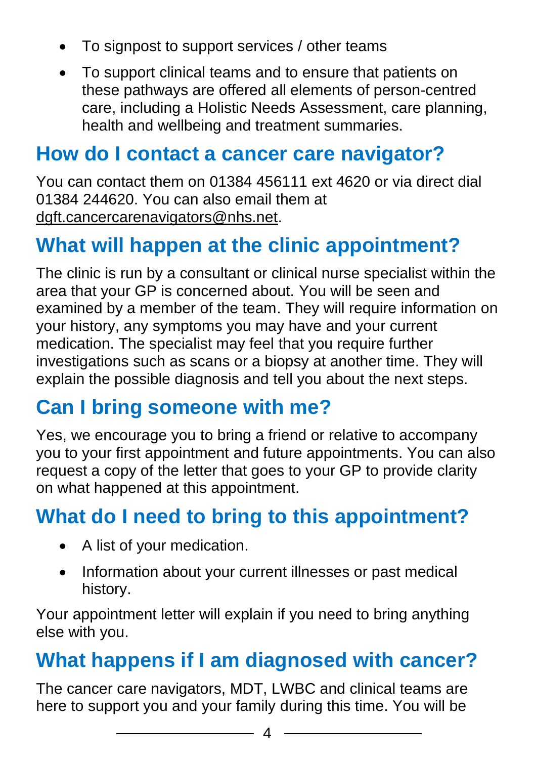- To signpost to support services / other teams
- To support clinical teams and to ensure that patients on these pathways are offered all elements of person-centred care, including a Holistic Needs Assessment, care planning, health and wellbeing and treatment summaries.

## How do I contact a cancer care navigator?

You can contact them on 01384 456111 ext 4620 or via direct dial 01384 244620. You can also email them at dgft.cancercarenavigators@nhs.net.

## What will happen at the clinic appointment?

The clinic is run by a consultant or clinical nurse specialist within the area that your GP is concerned about. You will be seen and examined by a member of the team. They will require information on your history, any symptoms you may have and your current medication. The specialist may feel that you require further investigations such as scans or a biopsy at another time. They will explain the possible diagnosis and tell you about the next steps.

## Can I bring someone with me?

Yes, we encourage you to bring a friend or relative to accompany you to your first appointment and future appointments. You can also request a copy of the letter that goes to your GP to provide clarity on what happened at this appointment.

## What do I need to bring to this appointment?

- A list of your medication.
- Information about your current illnesses or past medical history.

Your appointment letter will explain if you need to bring anything else with you.

## What happens if I am diagnosed with cancer?

The cancer care navigators, MDT, LWBC and clinical teams are here to support you and your family during this time. You will be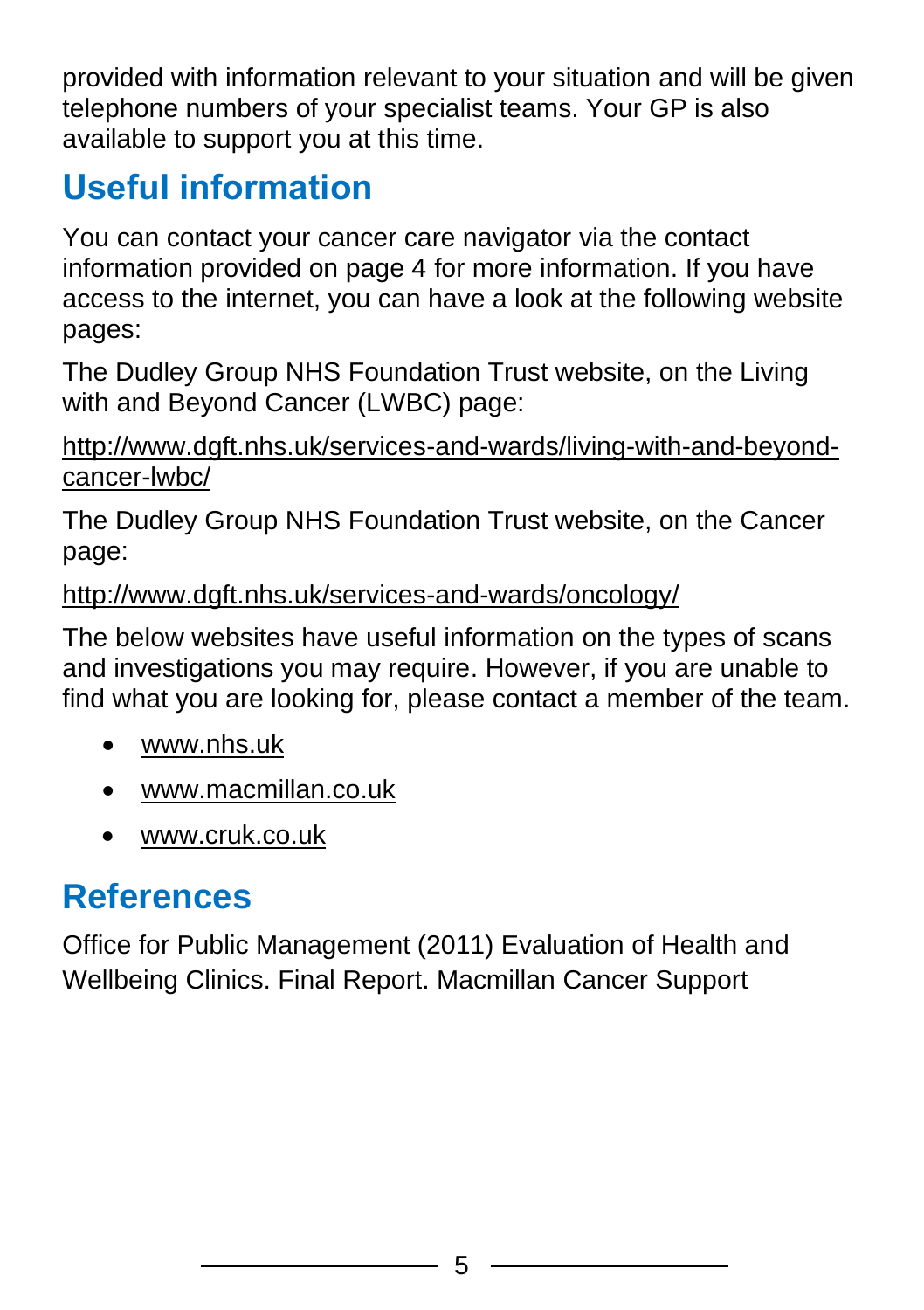provided with information relevant to your situation and will be given telephone numbers of your specialist teams. Your GP is also available to support you at this time.

## Useful information

You can contact your cancer care navigator via the contact information provided on page 4 for more information. If you have access to the internet, you can have a look at the following website pages:

The Dudley Group NHS Foundation Trust website, on the Living with and Beyond Cancer (LWBC) page:

http://www.dgft.nhs.uk/services-and-wards/living-with-and-beyond-cancer-lwbc/

The Dudley Group NHS Foundation Trust website, on the Cancer page:

http://www.dgft.nhs.uk/services-and-wards/oncology/

The below websites have useful information on the types of scans and investigations you may require. However, if you are unable to find what you are looking for, please contact a member of the team.

- www.nhs.uk
- www.macmillan.co.uk
- www.cruk.co.uk

## References

Office for Public Management (2011) Evaluation of Health and Wellbeing Clinics. Final Report. Macmillan Cancer Support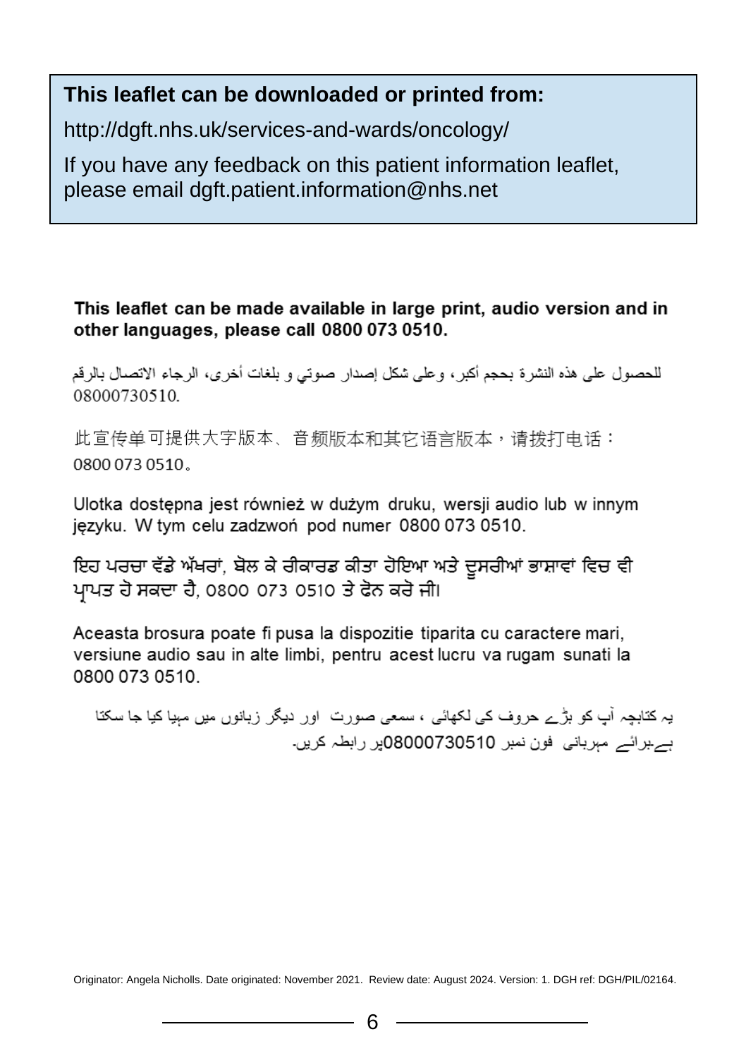**This leaflet can be downloaded or printed from:**

http://dgft.nhs.uk/services-and-wards/oncology/

If you have any feedback on this patient information leaflet, please email dgft.patient.information@nhs.net

**This leaflet can be made available in large print, audio version and in other languages, please call 0800 073 0510.**

للحصول على هذه النشرة بحجم أكبر، وعلى شكل إصدار صوتي و بلغات أخرى، الرجاء الاتصال بالرقم 08000730510.

此宣传单可提供大字版本、音频版本和其它语言版本，请拨打电话：0800 073 0510。

Ulotka dostępna jest również w dużym druku, wersji audio lub w innym języku. W tym celu zadzwoń pod numer 0800 073 0510.

ਇਹ ਪਰਚਾ ਵੱਡੇ ਅੱਖਰਾਂ, ਬੋਲ ਕੇ ਰੀਕਾਰਡ ਕੀਤਾ ਹੋਇਆ ਅਤੇ ਦੂਸਰੀਆਂ ਭਾਸ਼ਾਵਾਂ ਵਿਚ ਵੀ ਪ੍ਰਾਪਤ ਹੋ ਸਕਦਾ ਹੈ, 0800 073 0510 ਤੇ ਫੋਨ ਕਰੋ ਜੀ।

Aceasta brosura poate fi pusa la dispozitie tiparita cu caractere mari, versiune audio sau in alte limbi, pentru acest lucru va rugam sunati la 0800 073 0510.

یہ کتابچہ آپ کو بڑے حروف کی لکھائی ، سمعی صورت اور دیگر زبانوں میں مہیا کیا جا سکتا ہے۔برائے مہربانی فون نمبر 08000730510پر رابطہ کریں۔

Originator: Angela Nicholls. Date originated: November 2021. Review date: August 2024. Version: 1. DGH ref: DGH/PIL/02164.